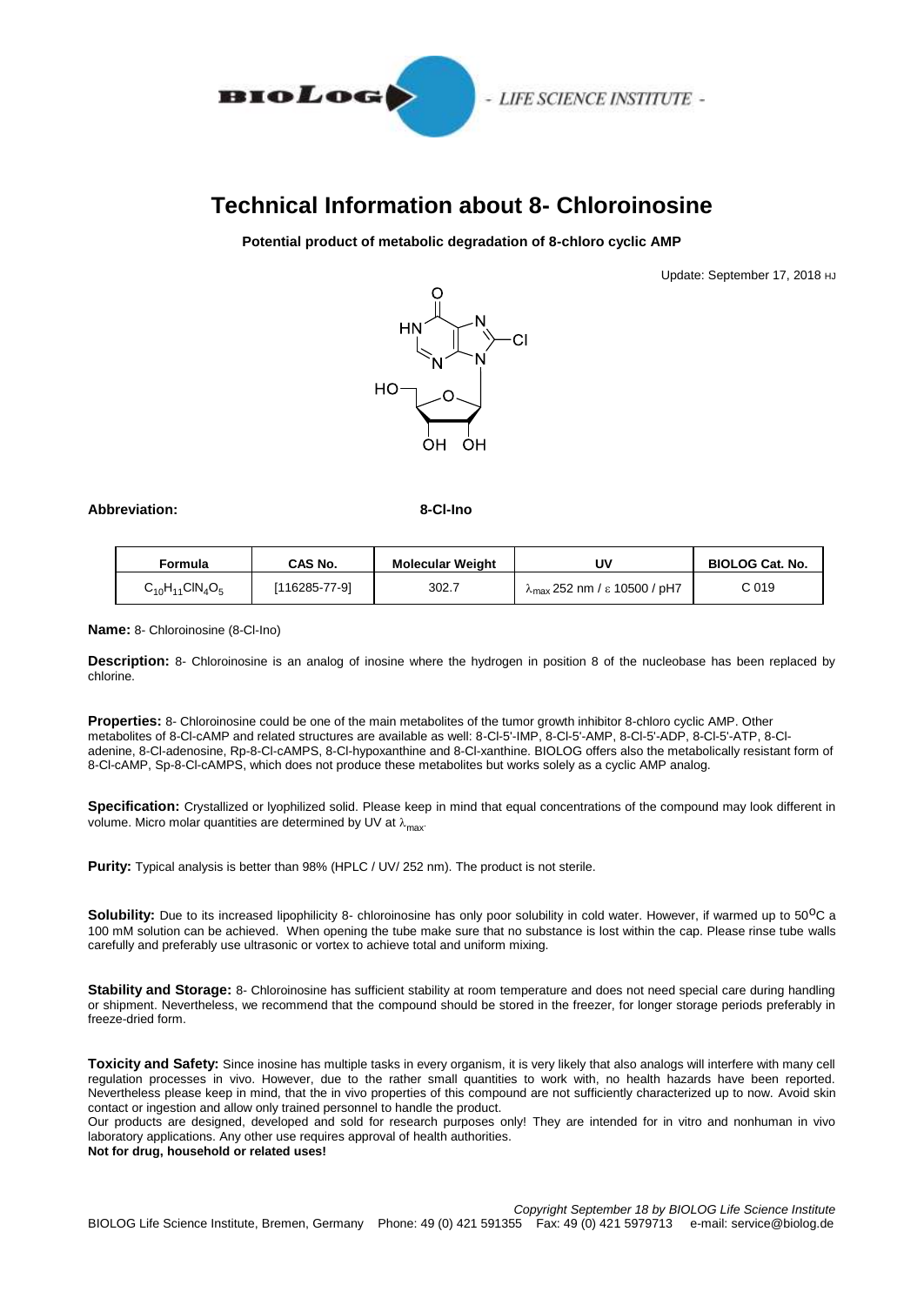BIOLOG - LIFE SCIENCE INSTITUTE -

# Technical Information about 8- Chloroinosine

**Potential product of metabolic degradation of 8-chloro cyclic AMP**

Update: September 17, 2018 HJ

**Abbreviation:** **8-Cl-Ino**

| Formula | CAS No. | Molecular Weight | UV | BIOLOG Cat. No. |
|---|---|---|---|---|
| $C_{10}H_{11}ClN_4O_5$ | [116285-77-9] | 302.7 | $\lambda_{max}$ 252 nm / $\varepsilon$ 10500 / pH7 | C 019 |

**Name:** 8- Chloroinosine (8-Cl-Ino)

**Description:** 8- Chloroinosine is an analog of inosine where the hydrogen in position 8 of the nucleobase has been replaced by chlorine.

**Properties:** 8- Chloroinosine could be one of the main metabolites of the tumor growth inhibitor 8-chloro cyclic AMP. Other metabolites of 8-Cl-cAMP and related structures are available as well: 8-Cl-5'-IMP, 8-Cl-5'-AMP, 8-Cl-5'-ADP, 8-Cl-5'-ATP, 8-Cl-adenine, 8-Cl-adenosine, Rp-8-Cl-cAMPS, 8-Cl-hypoxanthine and 8-Cl-xanthine. BIOLOG offers also the metabolically resistant form of 8-Cl-cAMP, Sp-8-Cl-cAMPS, which does not produce these metabolites but works solely as a cyclic AMP analog.

**Specification:** Crystallized or lyophilized solid. Please keep in mind that equal concentrations of the compound may look different in volume. Micro molar quantities are determined by UV at $\lambda_{max}$.

**Purity:** Typical analysis is better than 98% (HPLC / UV/ 252 nm). The product is not sterile.

**Solubility:** Due to its increased lipophilicity 8- chloroinosine has only poor solubility in cold water. However, if warmed up to 50°C a 100 mM solution can be achieved. When opening the tube make sure that no substance is lost within the cap. Please rinse tube walls carefully and preferably use ultrasonic or vortex to achieve total and uniform mixing.

**Stability and Storage:** 8- Chloroinosine has sufficient stability at room temperature and does not need special care during handling or shipment. Nevertheless, we recommend that the compound should be stored in the freezer, for longer storage periods preferably in freeze-dried form.

**Toxicity and Safety:** Since inosine has multiple tasks in every organism, it is very likely that also analogs will interfere with many cell regulation processes in vivo. However, due to the rather small quantities to work with, no health hazards have been reported. Nevertheless please keep in mind, that the in vivo properties of this compound are not sufficiently characterized up to now. Avoid skin contact or ingestion and allow only trained personnel to handle the product.
Our products are designed, developed and sold for research purposes only! They are intended for in vitro and nonhuman in vivo laboratory applications. Any other use requires approval of health authorities.
**Not for drug, household or related uses!**

*Copyright September 18 by BIOLOG Life Science Institute*
BIOLOG Life Science Institute, Bremen, Germany Phone: 49 (0) 421 591355 Fax: 49 (0) 421 5979713 e-mail: service@biolog.de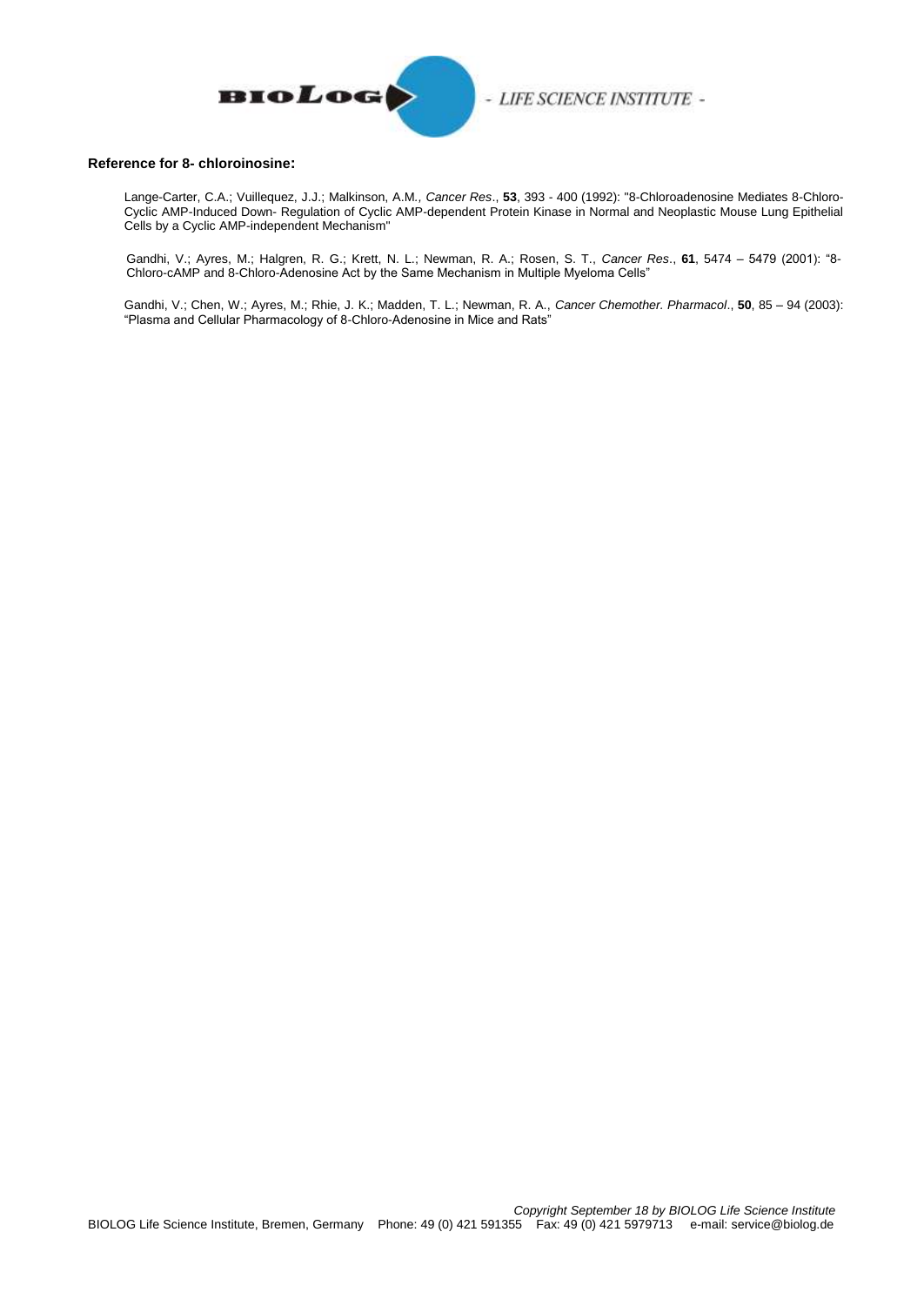**Reference for 8- chloroinosine:**

Lange-Carter, C.A.; Vuillequez, J.J.; Malkinson, A.M., *Cancer Res*., **53**, 393 - 400 (1992): "8-Chloroadenosine Mediates 8-Chloro-Cyclic AMP-Induced Down- Regulation of Cyclic AMP-dependent Protein Kinase in Normal and Neoplastic Mouse Lung Epithelial Cells by a Cyclic AMP-independent Mechanism"

Gandhi, V.; Ayres, M.; Halgren, R. G.; Krett, N. L.; Newman, R. A.; Rosen, S. T., *Cancer Res*., **61**, 5474 – 5479 (2001): "8-Chloro-cAMP and 8-Chloro-Adenosine Act by the Same Mechanism in Multiple Myeloma Cells"

Gandhi, V.; Chen, W.; Ayres, M.; Rhie, J. K.; Madden, T. L.; Newman, R. A., *Cancer Chemother. Pharmacol*., **50**, 85 – 94 (2003): "Plasma and Cellular Pharmacology of 8-Chloro-Adenosine in Mice and Rats"

*Copyright September 18 by BIOLOG Life Science Institute*

BIOLOG Life Science Institute, Bremen, Germany Phone: 49 (0) 421 591355 Fax: 49 (0) 421 5979713 e-mail: service@biolog.de